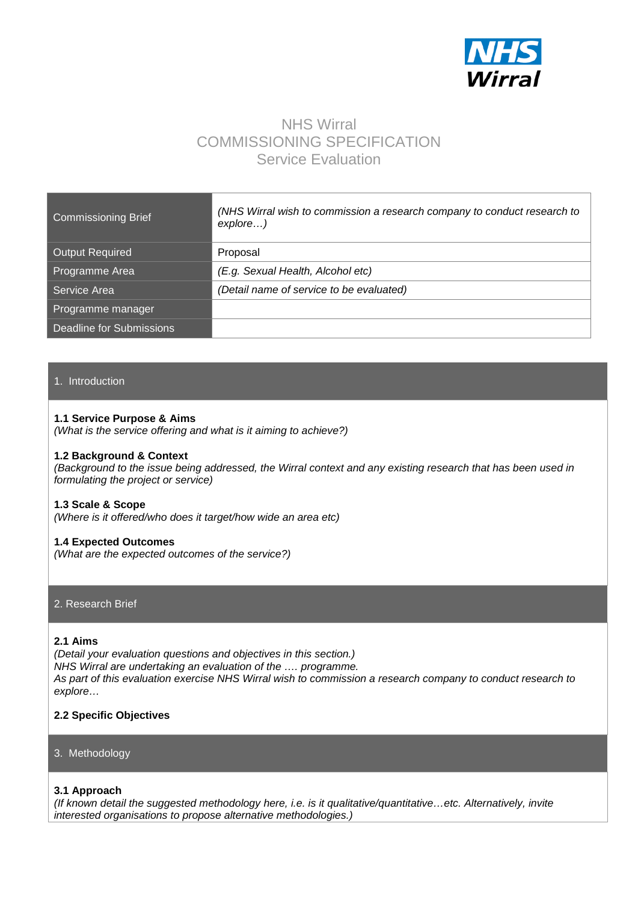NHS Wirral

# NHS Wirral
# COMMISSIONING SPECIFICATION
# Service Evaluation

| | |
|---|---|
| Commissioning Brief | *(NHS Wirral wish to commission a research company to conduct research to explore…)* |
| Output Required | Proposal |
| Programme Area | *(E.g. Sexual Health, Alcohol etc)* |
| Service Area | *(Detail name of service to be evaluated)* |
| Programme manager | |
| Deadline for Submissions | |

## 1. Introduction

**1.1 Service Purpose & Aims**
*(What is the service offering and what is it aiming to achieve?)*

**1.2 Background & Context**
*(Background to the issue being addressed, the Wirral context and any existing research that has been used in formulating the project or service)*

**1.3 Scale & Scope**
*(Where is it offered/who does it target/how wide an area etc)*

**1.4 Expected Outcomes**
*(What are the expected outcomes of the service?)*

## 2. Research Brief

**2.1 Aims**
*(Detail your evaluation questions and objectives in this section.)*
*NHS Wirral are undertaking an evaluation of the …. programme.*
*As part of this evaluation exercise NHS Wirral wish to commission a research company to conduct research to explore…*

**2.2 Specific Objectives**

## 3. Methodology

**3.1 Approach**
*(If known detail the suggested methodology here, i.e. is it qualitative/quantitative…etc. Alternatively, invite interested organisations to propose alternative methodologies.)*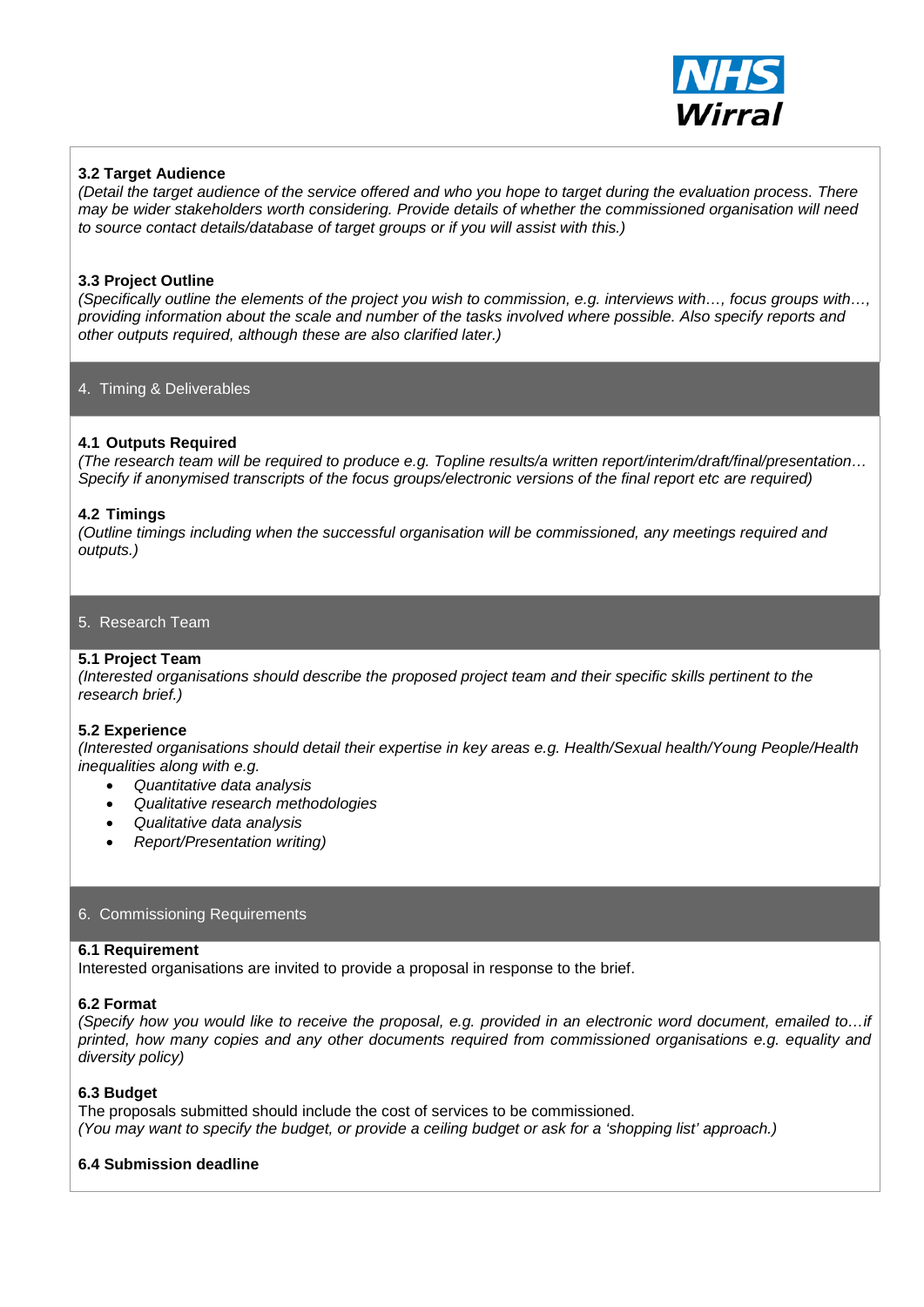### 3.2 Target Audience

*(Detail the target audience of the service offered and who you hope to target during the evaluation process. There may be wider stakeholders worth considering. Provide details of whether the commissioned organisation will need to source contact details/database of target groups or if you will assist with this.)*

### 3.3 Project Outline

*(Specifically outline the elements of the project you wish to commission, e.g. interviews with…, focus groups with…, providing information about the scale and number of the tasks involved where possible. Also specify reports and other outputs required, although these are also clarified later.)*

## 4. Timing & Deliverables

### 4.1 Outputs Required

*(The research team will be required to produce e.g. Topline results/a written report/interim/draft/final/presentation… Specify if anonymised transcripts of the focus groups/electronic versions of the final report etc are required)*

### 4.2 Timings

*(Outline timings including when the successful organisation will be commissioned, any meetings required and outputs.)*

## 5. Research Team

### 5.1 Project Team

*(Interested organisations should describe the proposed project team and their specific skills pertinent to the research brief.)*

### 5.2 Experience

*(Interested organisations should detail their expertise in key areas e.g. Health/Sexual health/Young People/Health inequalities along with e.g.*

- *Quantitative data analysis*
- *Qualitative research methodologies*
- *Qualitative data analysis*
- *Report/Presentation writing)*

## 6. Commissioning Requirements

### 6.1 Requirement

Interested organisations are invited to provide a proposal in response to the brief.

### 6.2 Format

*(Specify how you would like to receive the proposal, e.g. provided in an electronic word document, emailed to…if printed, how many copies and any other documents required from commissioned organisations e.g. equality and diversity policy)*

### 6.3 Budget

The proposals submitted should include the cost of services to be commissioned.
*(You may want to specify the budget, or provide a ceiling budget or ask for a 'shopping list' approach.)*

### 6.4 Submission deadline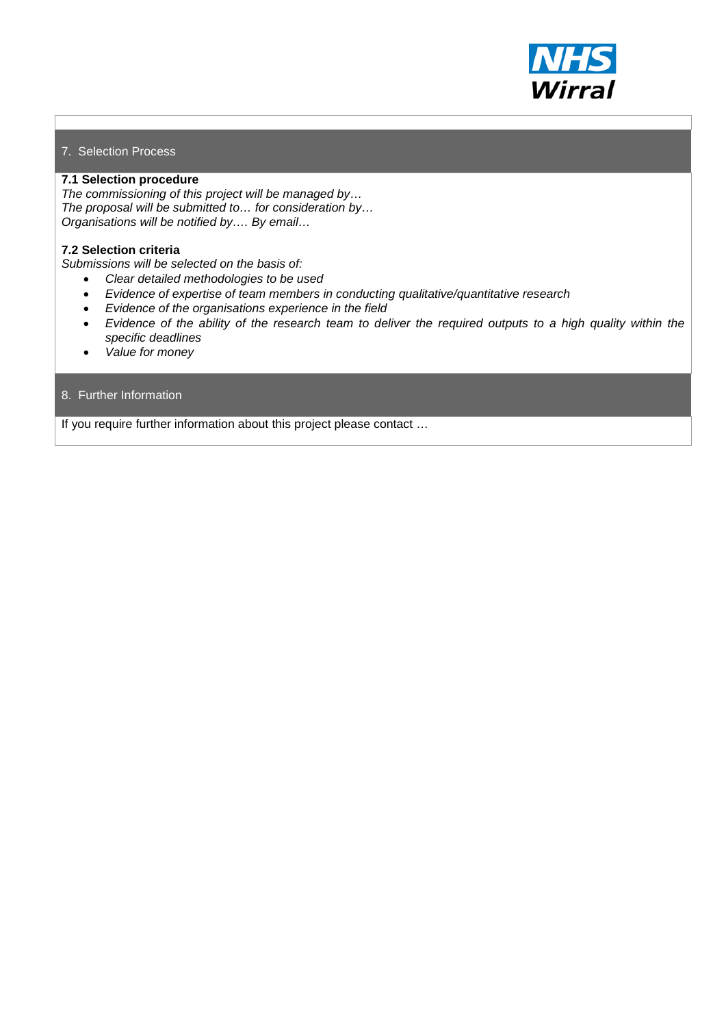## 7. Selection Process

**7.1 Selection procedure**

*The commissioning of this project will be managed by…*
*The proposal will be submitted to… for consideration by…*
*Organisations will be notified by…. By email…*

**7.2 Selection criteria**

*Submissions will be selected on the basis of:*

- *Clear detailed methodologies to be used*
- *Evidence of expertise of team members in conducting qualitative/quantitative research*
- *Evidence of the organisations experience in the field*
- *Evidence of the ability of the research team to deliver the required outputs to a high quality within the specific deadlines*
- *Value for money*

## 8. Further Information

If you require further information about this project please contact …